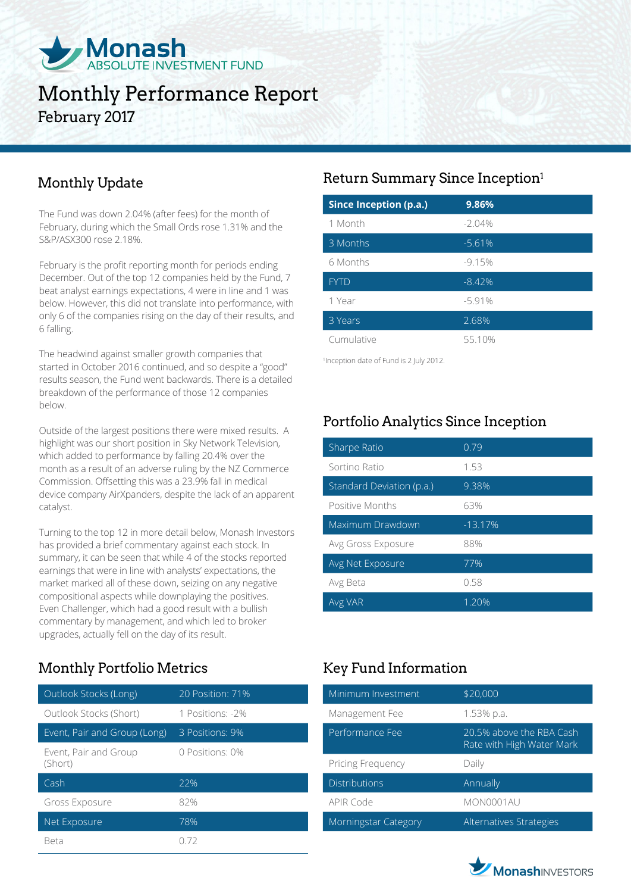# Monash ABSOLUTE INVESTMENT FUND

# Monthly Performance Report

February 2017

## Monthly Update

The Fund was down 2.04% (after fees) for the month of February, during which the Small Ords rose 1.31% and the S&P/ASX300 rose 2.18%.

February is the profit reporting month for periods ending December. Out of the top 12 companies held by the Fund, 7 beat analyst earnings expectations, 4 were in line and 1 was below. However, this did not translate into performance, with only 6 of the companies rising on the day of their results, and 6 falling.

The headwind against smaller growth companies that started in October 2016 continued, and so despite a "good" results season, the Fund went backwards. There is a detailed breakdown of the performance of those 12 companies below.

Outside of the largest positions there were mixed results. A highlight was our short position in Sky Network Television, which added to performance by falling 20.4% over the month as a result of an adverse ruling by the NZ Commerce Commission. Offsetting this was a 23.9% fall in medical device company AirXpanders, despite the lack of an apparent catalyst.

Turning to the top 12 in more detail below, Monash Investors has provided a brief commentary against each stock. In summary, it can be seen that while 4 of the stocks reported earnings that were in line with analysts' expectations, the market marked all of these down, seizing on any negative compositional aspects while downplaying the positives. Even Challenger, which had a good result with a bullish commentary by management, and which led to broker upgrades, actually fell on the day of its result.

## Monthly Portfolio Metrics

| | |
|---|---|
| Outlook Stocks (Long) | 20 Position: 71% |
| Outlook Stocks (Short) | 1 Positions: -2% |
| Event, Pair and Group (Long) | 3 Positions: 9% |
| Event, Pair and Group (Short) | 0 Positions: 0% |
| Cash | 22% |
| Gross Exposure | 82% |
| Net Exposure | 78% |
| Beta | 0.72 |

## Return Summary Since Inception[1]

| Since Inception (p.a.) | 9.86% |
|---|---|
| 1 Month | -2.04% |
| 3 Months | -5.61% |
| 6 Months | -9.15% |
| FYTD | -8.42% |
| 1 Year | -5.91% |
| 3 Years | 2.68% |
| Cumulative | 55.10% |

[1]Inception date of Fund is 2 July 2012.

## Portfolio Analytics Since Inception

| | |
|---|---|
| Sharpe Ratio | 0.79 |
| Sortino Ratio | 1.53 |
| Standard Deviation (p.a.) | 9.38% |
| Positive Months | 63% |
| Maximum Drawdown | -13.17% |
| Avg Gross Exposure | 88% |
| Avg Net Exposure | 77% |
| Avg Beta | 0.58 |
| Avg VAR | 1.20% |

## Key Fund Information

| | |
|---|---|
| Minimum Investment | $20,000 |
| Management Fee | 1.53% p.a. |
| Performance Fee | 20.5% above the RBA Cash Rate with High Water Mark |
| Pricing Frequency | Daily |
| Distributions | Annually |
| APIR Code | MON0001AU |
| Morningstar Category | Alternatives Strategies |

MonashINVESTORS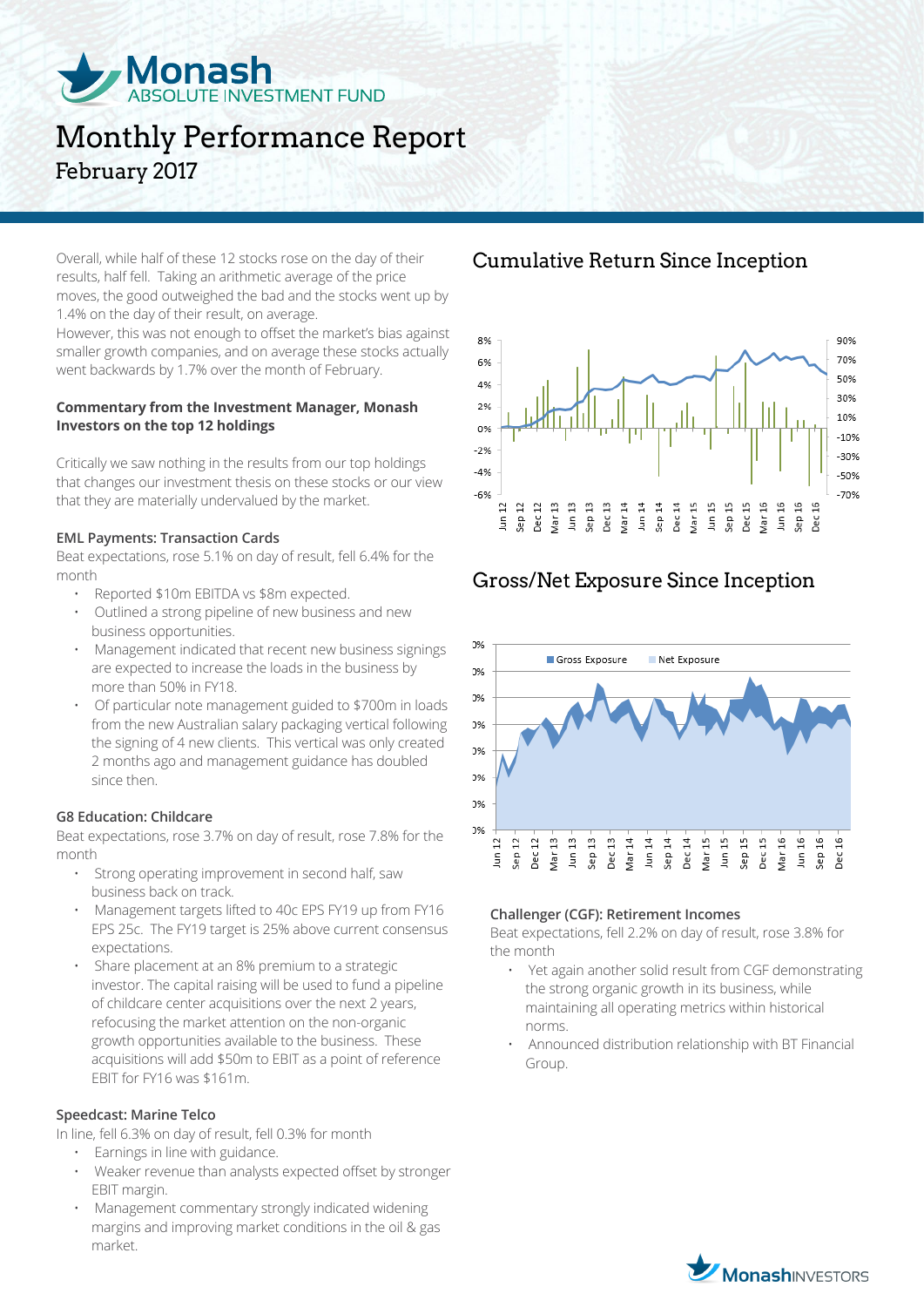# Monthly Performance Report

February 2017

Overall, while half of these 12 stocks rose on the day of their results, half fell. Taking an arithmetic average of the price moves, the good outweighed the bad and the stocks went up by 1.4% on the day of their result, on average.

However, this was not enough to offset the market's bias against smaller growth companies, and on average these stocks actually went backwards by 1.7% over the month of February.

**Commentary from the Investment Manager, Monash Investors on the top 12 holdings**

Critically we saw nothing in the results from our top holdings that changes our investment thesis on these stocks or our view that they are materially undervalued by the market.

#### EML Payments: Transaction Cards

Beat expectations, rose 5.1% on day of result, fell 6.4% for the month

- Reported $10m EBITDA vs $8m expected.
- Outlined a strong pipeline of new business and new business opportunities.
- Management indicated that recent new business signings are expected to increase the loads in the business by more than 50% in FY18.
- Of particular note management guided to $700m in loads from the new Australian salary packaging vertical following the signing of 4 new clients. This vertical was only created 2 months ago and management guidance has doubled since then.

#### G8 Education: Childcare

Beat expectations, rose 3.7% on day of result, rose 7.8% for the month

- Strong operating improvement in second half, saw business back on track.
- Management targets lifted to 40c EPS FY19 up from FY16 EPS 25c. The FY19 target is 25% above current consensus expectations.
- Share placement at an 8% premium to a strategic investor. The capital raising will be used to fund a pipeline of childcare center acquisitions over the next 2 years, refocusing the market attention on the non-organic growth opportunities available to the business. These acquisitions will add $50m to EBIT as a point of reference EBIT for FY16 was $161m.

#### Speedcast: Marine Telco

In line, fell 6.3% on day of result, fell 0.3% for month

- Earnings in line with guidance.
- Weaker revenue than analysts expected offset by stronger EBIT margin.
- Management commentary strongly indicated widening margins and improving market conditions in the oil & gas market.

## Cumulative Return Since Inception

## Gross/Net Exposure Since Inception

#### Challenger (CGF): Retirement Incomes

Beat expectations, fell 2.2% on day of result, rose 3.8% for the month

- Yet again another solid result from CGF demonstrating the strong organic growth in its business, while maintaining all operating metrics within historical norms.
- Announced distribution relationship with BT Financial Group.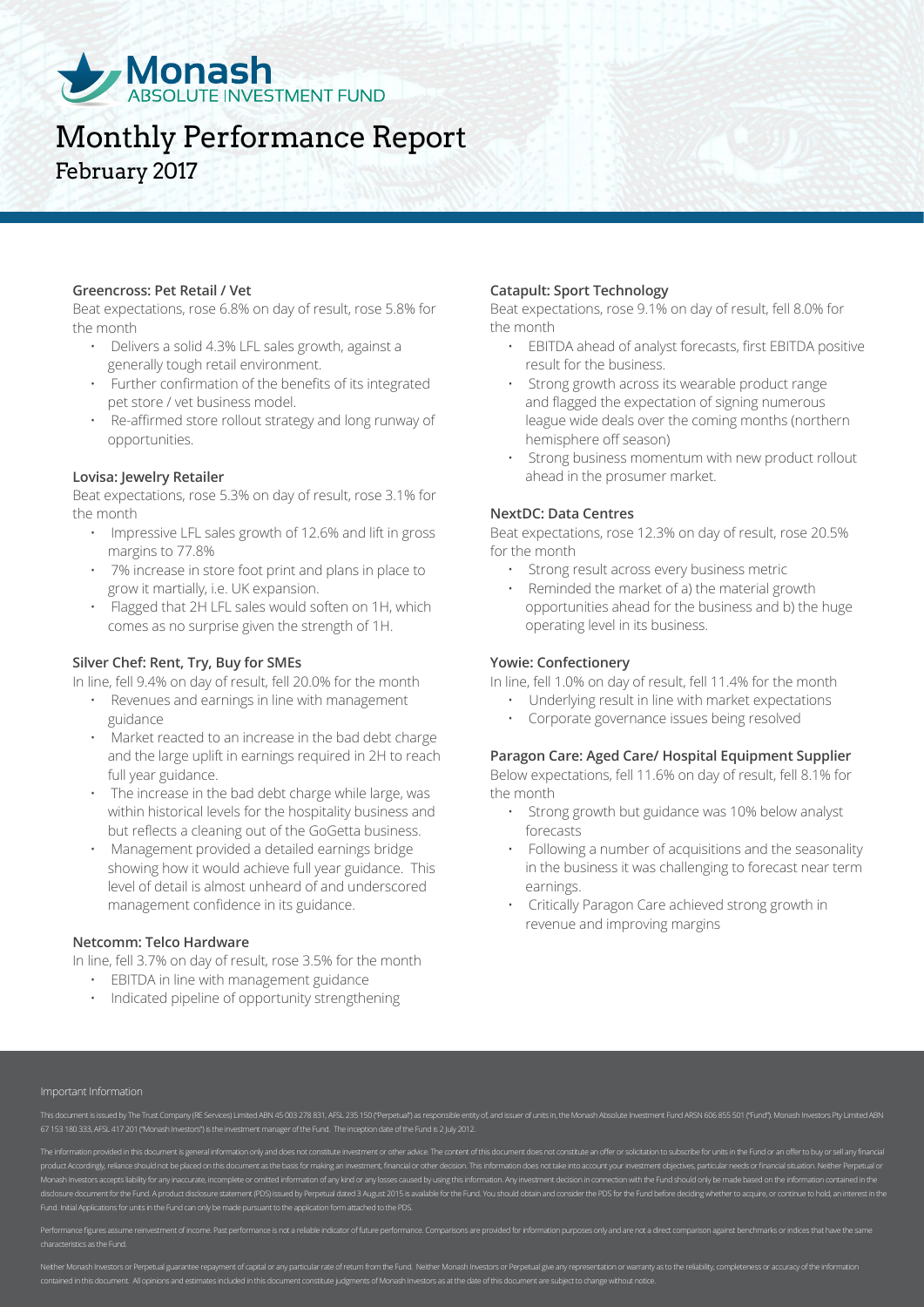# Monash
ABSOLUTE INVESTMENT FUND

# Monthly Performance Report
## February 2017

### Greencross: Pet Retail / Vet

Beat expectations, rose 6.8% on day of result, rose 5.8% for the month

- Delivers a solid 4.3% LFL sales growth, against a generally tough retail environment.
- Further confirmation of the benefits of its integrated pet store / vet business model.
- Re-affirmed store rollout strategy and long runway of opportunities.

### Lovisa: Jewelry Retailer

Beat expectations, rose 5.3% on day of result, rose 3.1% for the month

- Impressive LFL sales growth of 12.6% and lift in gross margins to 77.8%
- 7% increase in store foot print and plans in place to grow it martially, i.e. UK expansion.
- Flagged that 2H LFL sales would soften on 1H, which comes as no surprise given the strength of 1H.

### Silver Chef: Rent, Try, Buy for SMEs

In line, fell 9.4% on day of result, fell 20.0% for the month

- Revenues and earnings in line with management guidance
- Market reacted to an increase in the bad debt charge and the large uplift in earnings required in 2H to reach full year guidance.
- The increase in the bad debt charge while large, was within historical levels for the hospitality business and but reflects a cleaning out of the GoGetta business.
- Management provided a detailed earnings bridge showing how it would achieve full year guidance. This level of detail is almost unheard of and underscored management confidence in its guidance.

### Netcomm: Telco Hardware

In line, fell 3.7% on day of result, rose 3.5% for the month

- EBITDA in line with management guidance
- Indicated pipeline of opportunity strengthening

### Catapult: Sport Technology

Beat expectations, rose 9.1% on day of result, fell 8.0% for the month

- EBITDA ahead of analyst forecasts, first EBITDA positive result for the business.
- Strong growth across its wearable product range and flagged the expectation of signing numerous league wide deals over the coming months (northern hemisphere off season)
- Strong business momentum with new product rollout ahead in the prosumer market.

### NextDC: Data Centres

Beat expectations, rose 12.3% on day of result, rose 20.5% for the month

- Strong result across every business metric
- Reminded the market of a) the material growth opportunities ahead for the business and b) the huge operating level in its business.

### Yowie: Confectionery

In line, fell 1.0% on day of result, fell 11.4% for the month

- Underlying result in line with market expectations
- Corporate governance issues being resolved

### Paragon Care: Aged Care/ Hospital Equipment Supplier

Below expectations, fell 11.6% on day of result, fell 8.1% for the month

- Strong growth but guidance was 10% below analyst forecasts
- Following a number of acquisitions and the seasonality in the business it was challenging to forecast near term earnings.
- Critically Paragon Care achieved strong growth in revenue and improving margins

#### Important Information

This document is issued by The Trust Company (RE Services) Limited ABN 45 003 278 831, AFSL 235 150 ("Perpetual") as responsible entity of, and issuer of units in, the Monash Absolute Investment Fund ARSN 606 855 501 ("Fund"). Monash Investors Pty Limited ABN 67 153 180 333, AFSL 417 201 ("Monash Investors") is the investment manager of the Fund. The inception date of the Fund is 2 July 2012.

The information provided in this document is general information only and does not constitute investment or other advice. The content of this document does not constitute an offer or solicitation to subscribe for units in the Fund or an offer to buy or sell any financial product Accordingly, reliance should not be placed on this document as the basis for making an investment, financial or other decision. This information does not take into account your investment objectives, particular needs or financial situation. Neither Perpetual or Monash Investors accepts liability for any inaccurate, incomplete or omitted information of any kind or any losses caused by using this information. Any investment decision in connection with the Fund should only be made based on the information contained in the disclosure document for the Fund. A product disclosure statement (PDS) issued by Perpetual dated 3 August 2015 is available for the Fund. You should obtain and consider the PDS for the Fund before deciding whether to acquire, or continue to hold, an interest in the Fund. Initial Applications for units in the Fund can only be made pursuant to the application form attached to the PDS.

Performance figures assume reinvestment of income. Past performance is not a reliable indicator of future performance. Comparisons are provided for information purposes only and are not a direct comparison against benchmarks or indices that have the same characteristics as the Fund.

Neither Monash Investors or Perpetual guarantee repayment of capital or any particular rate of return from the Fund. Neither Monash Investors or Perpetual give any representation or warranty as to the reliability, completeness or accuracy of the information contained in this document. All opinions and estimates included in this document constitute judgments of Monash Investors as at the date of this document are subject to change without notice.